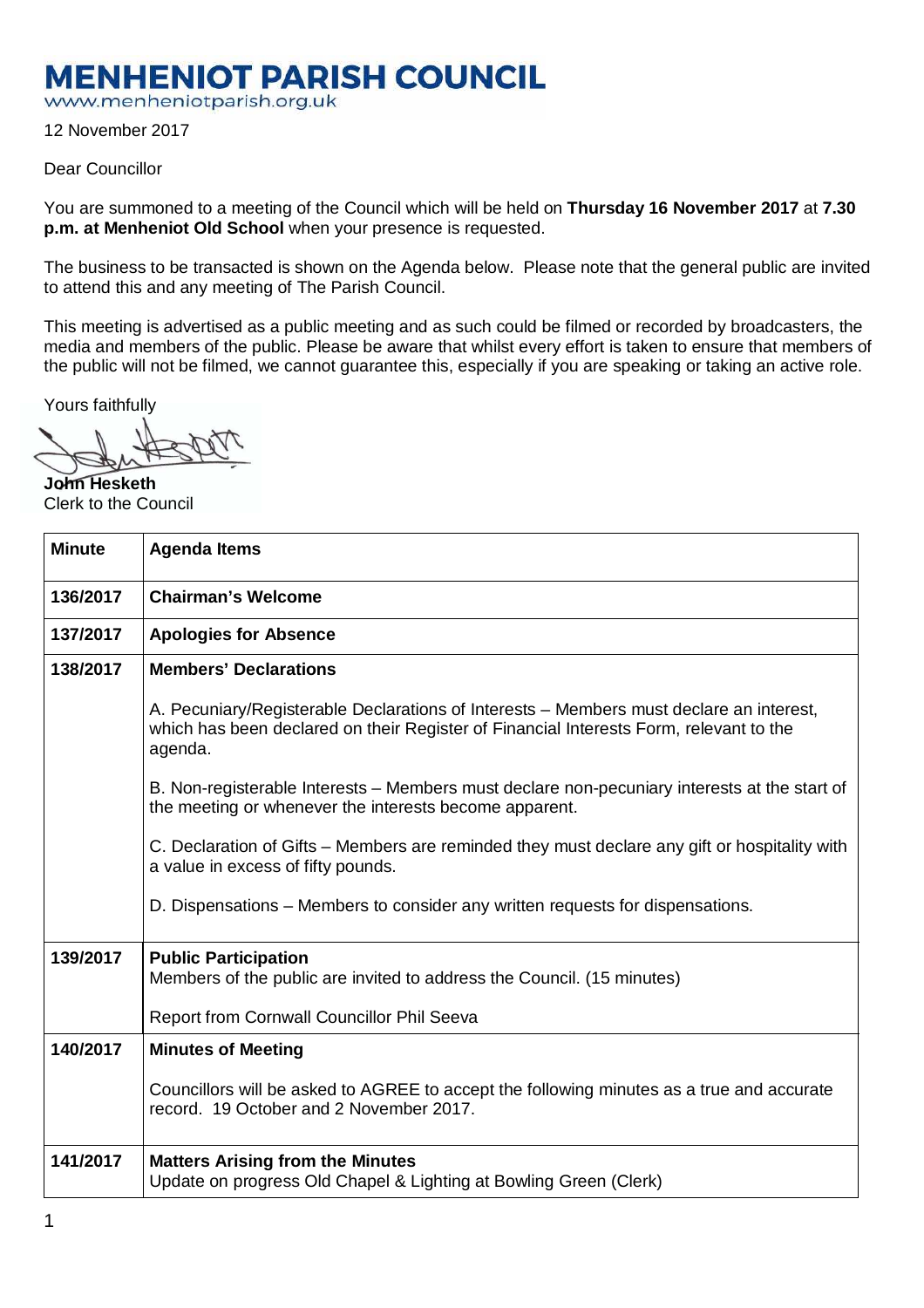# MENHENIOT PARISH COUNCIL

www.menheniotparish.org.uk

12 November 2017

Dear Councillor

You are summoned to a meeting of the Council which will be held on **Thursday 16 November 2017** at **7.30 p.m. at Menheniot Old School** when your presence is requested.

The business to be transacted is shown on the Agenda below. Please note that the general public are invited to attend this and any meeting of The Parish Council.

This meeting is advertised as a public meeting and as such could be filmed or recorded by broadcasters, the media and members of the public. Please be aware that whilst every effort is taken to ensure that members of the public will not be filmed, we cannot guarantee this, especially if you are speaking or taking an active role.

Yours faithfully

**John Hesketh**
Clerk to the Council

| Minute | Agenda Items |
|---|---|
| **136/2017** | **Chairman's Welcome** |
| **137/2017** | **Apologies for Absence** |
| **138/2017** | **Members' Declarations**<br><br>A. Pecuniary/Registerable Declarations of Interests – Members must declare an interest, which has been declared on their Register of Financial Interests Form, relevant to the agenda.<br><br>B. Non-registerable Interests – Members must declare non-pecuniary interests at the start of the meeting or whenever the interests become apparent.<br><br>C. Declaration of Gifts – Members are reminded they must declare any gift or hospitality with a value in excess of fifty pounds.<br><br>D. Dispensations – Members to consider any written requests for dispensations. |
| **139/2017** | **Public Participation**<br>Members of the public are invited to address the Council. (15 minutes)<br><br>Report from Cornwall Councillor Phil Seeva |
| **140/2017** | **Minutes of Meeting**<br><br>Councillors will be asked to AGREE to accept the following minutes as a true and accurate record. 19 October and 2 November 2017. |
| **141/2017** | **Matters Arising from the Minutes**<br>Update on progress Old Chapel & Lighting at Bowling Green (Clerk) |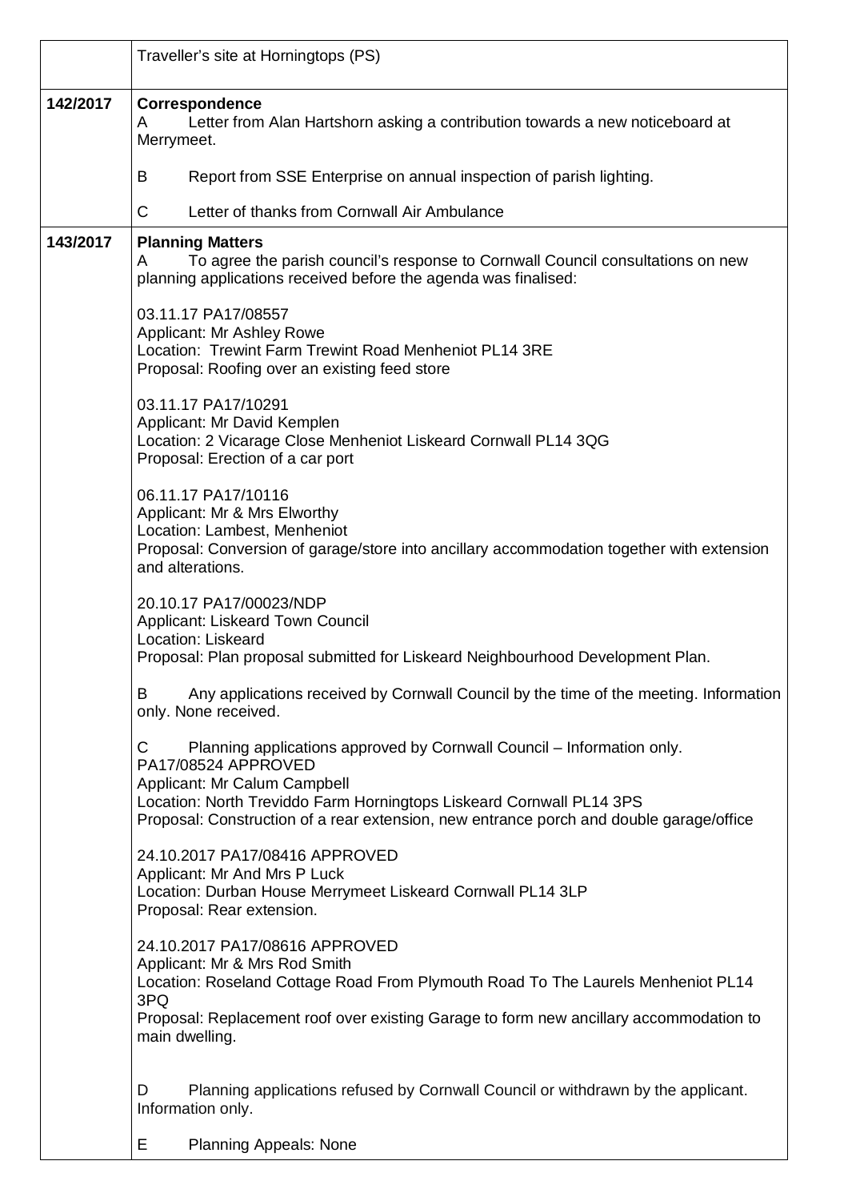| | |
|---|---|
| | Traveller's site at Horningtops (PS) |
| **142/2017** | **Correspondence**<br>A Letter from Alan Hartshorn asking a contribution towards a new noticeboard at Merrymeet.<br><br>B Report from SSE Enterprise on annual inspection of parish lighting.<br><br>C Letter of thanks from Cornwall Air Ambulance |
| **143/2017** | **Planning Matters**<br>A To agree the parish council's response to Cornwall Council consultations on new planning applications received before the agenda was finalised:<br><br>03.11.17 PA17/08557<br>Applicant: Mr Ashley Rowe<br>Location: Trewint Farm Trewint Road Menheniot PL14 3RE<br>Proposal: Roofing over an existing feed store<br><br>03.11.17 PA17/10291<br>Applicant: Mr David Kemplen<br>Location: 2 Vicarage Close Menheniot Liskeard Cornwall PL14 3QG<br>Proposal: Erection of a car port<br><br>06.11.17 PA17/10116<br>Applicant: Mr & Mrs Elworthy<br>Location: Lambest, Menheniot<br>Proposal: Conversion of garage/store into ancillary accommodation together with extension and alterations.<br><br>20.10.17 PA17/00023/NDP<br>Applicant: Liskeard Town Council<br>Location: Liskeard<br>Proposal: Plan proposal submitted for Liskeard Neighbourhood Development Plan.<br><br>B Any applications received by Cornwall Council by the time of the meeting. Information only. None received.<br><br>C Planning applications approved by Cornwall Council – Information only.<br>PA17/08524 APPROVED<br>Applicant: Mr Calum Campbell<br>Location: North Treviddo Farm Horningtops Liskeard Cornwall PL14 3PS<br>Proposal: Construction of a rear extension, new entrance porch and double garage/office<br><br>24.10.2017 PA17/08416 APPROVED<br>Applicant: Mr And Mrs P Luck<br>Location: Durban House Merrymeet Liskeard Cornwall PL14 3LP<br>Proposal: Rear extension.<br><br>24.10.2017 PA17/08616 APPROVED<br>Applicant: Mr & Mrs Rod Smith<br>Location: Roseland Cottage Road From Plymouth Road To The Laurels Menheniot PL14 3PQ<br>Proposal: Replacement roof over existing Garage to form new ancillary accommodation to main dwelling.<br><br>D Planning applications refused by Cornwall Council or withdrawn by the applicant. Information only.<br><br>E Planning Appeals: None |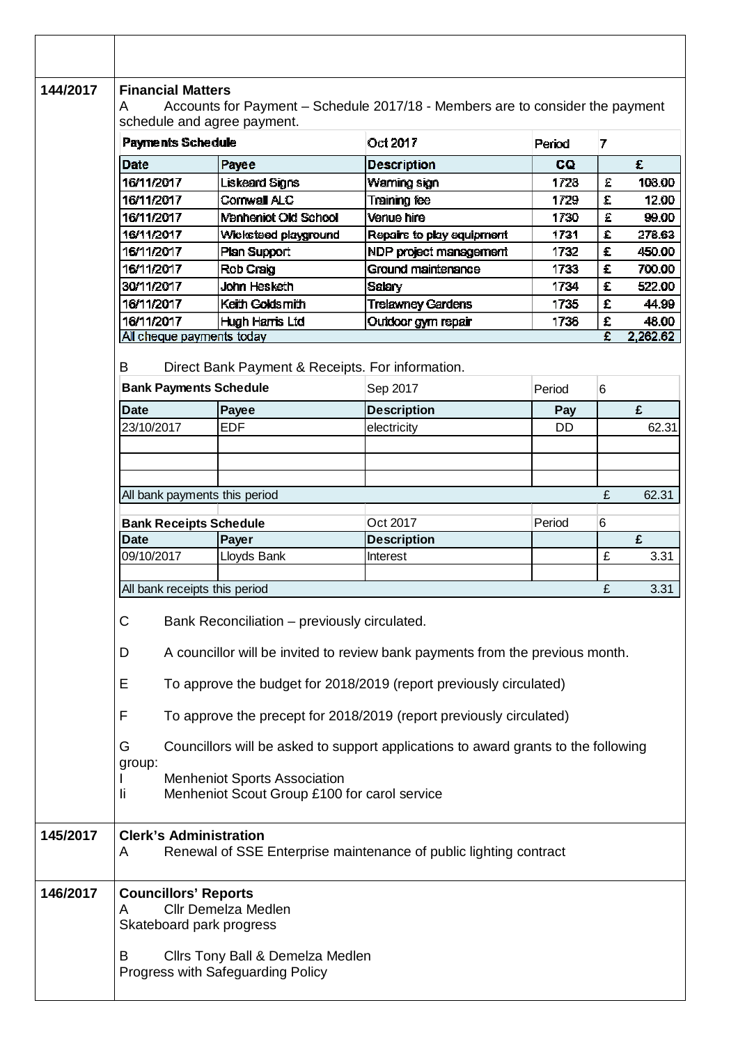**144/2017**

**Financial Matters**

A Accounts for Payment – Schedule 2017/18 - Members are to consider the payment schedule and agree payment.

| **Payments Schedule** | | Oct 2017 | Period | 7 |
|---|---|---|---|---|
| **Date** | **Payee** | **Description** | **CQ** | **£** |
| 16/11/2017 | Liskeard Signs | Warning sign | 1728 | £ 108.00 |
| 16/11/2017 | Cornwall ALC | Training fee | 1729 | £ 12.00 |
| 16/11/2017 | Menheniot Old School | Venue hire | 1730 | £ 99.00 |
| 16/11/2017 | Wicksteed playground | Repairs to play equipment | 1731 | £ 278.63 |
| 16/11/2017 | Plan Support | NDP project management | 1732 | £ 450.00 |
| 16/11/2017 | Rob Craig | Ground maintenance | 1733 | £ 700.00 |
| 30/11/2017 | John Hesketh | Salary | 1734 | £ 522.00 |
| 16/11/2017 | Keith Goldsmith | Trelawney Gardens | 1735 | £ 44.99 |
| 16/11/2017 | Hugh Harris Ltd | Outdoor gym repair | 1736 | £ 48.00 |
| All cheque payments today | | | | £ 2,262.62 |

B Direct Bank Payment & Receipts. For information.

| **Bank Payments Schedule** | | Sep 2017 | Period | 6 |
|---|---|---|---|---|
| **Date** | **Payee** | **Description** | **Pay** | **£** |
| 23/10/2017 | EDF | electricity | DD | 62.31 |
| | | | | |
| | | | | |
| | | | | |
| All bank payments this period | | | | £ 62.31 |

| **Bank Receipts Schedule** | | Oct 2017 | Period | 6 |
|---|---|---|---|---|
| **Date** | **Payer** | **Description** | | **£** |
| 09/10/2017 | Lloyds Bank | Interest | | £ 3.31 |
| | | | | |
| All bank receipts this period | | | | £ 3.31 |

C Bank Reconciliation – previously circulated.

D A councillor will be invited to review bank payments from the previous month.

E To approve the budget for 2018/2019 (report previously circulated)

F To approve the precept for 2018/2019 (report previously circulated)

G Councillors will be asked to support applications to award grants to the following group:

I Menheniot Sports Association

Ii Menheniot Scout Group £100 for carol service

**145/2017**

**Clerk's Administration**

A Renewal of SSE Enterprise maintenance of public lighting contract

**146/2017**

**Councillors' Reports**

A Cllr Demelza Medlen

Skateboard park progress

B Cllrs Tony Ball & Demelza Medlen

Progress with Safeguarding Policy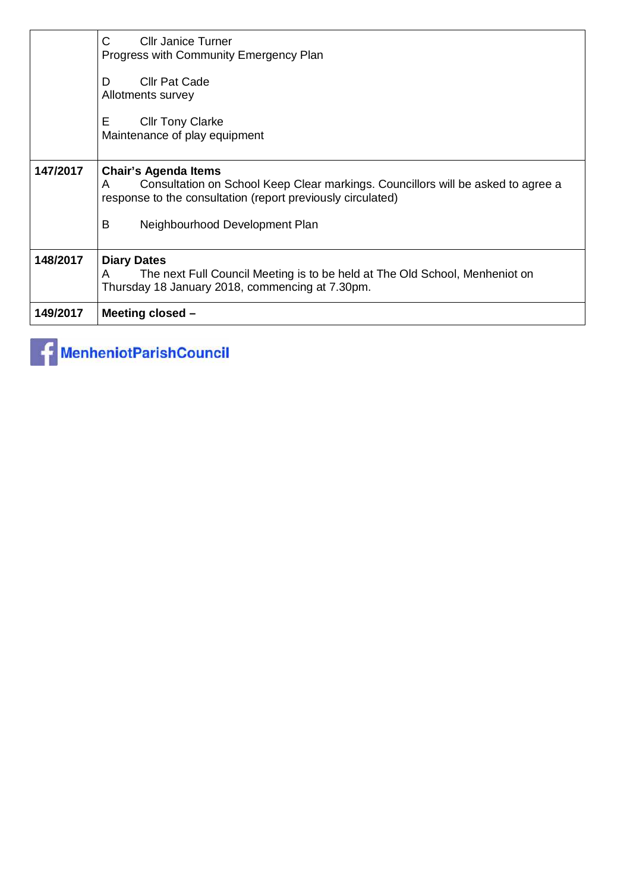| | |
|---|---|
| | C Cllr Janice Turner<br>Progress with Community Emergency Plan<br><br>D Cllr Pat Cade<br>Allotments survey<br><br>E Cllr Tony Clarke<br>Maintenance of play equipment |
| **147/2017** | **Chair's Agenda Items**<br>A Consultation on School Keep Clear markings. Councillors will be asked to agree a response to the consultation (report previously circulated)<br><br>B Neighbourhood Development Plan |
| **148/2017** | **Diary Dates**<br>A The next Full Council Meeting is to be held at The Old School, Menheniot on Thursday 18 January 2018, commencing at 7.30pm. |
| **149/2017** | **Meeting closed –** |

MenheniotParishCouncil